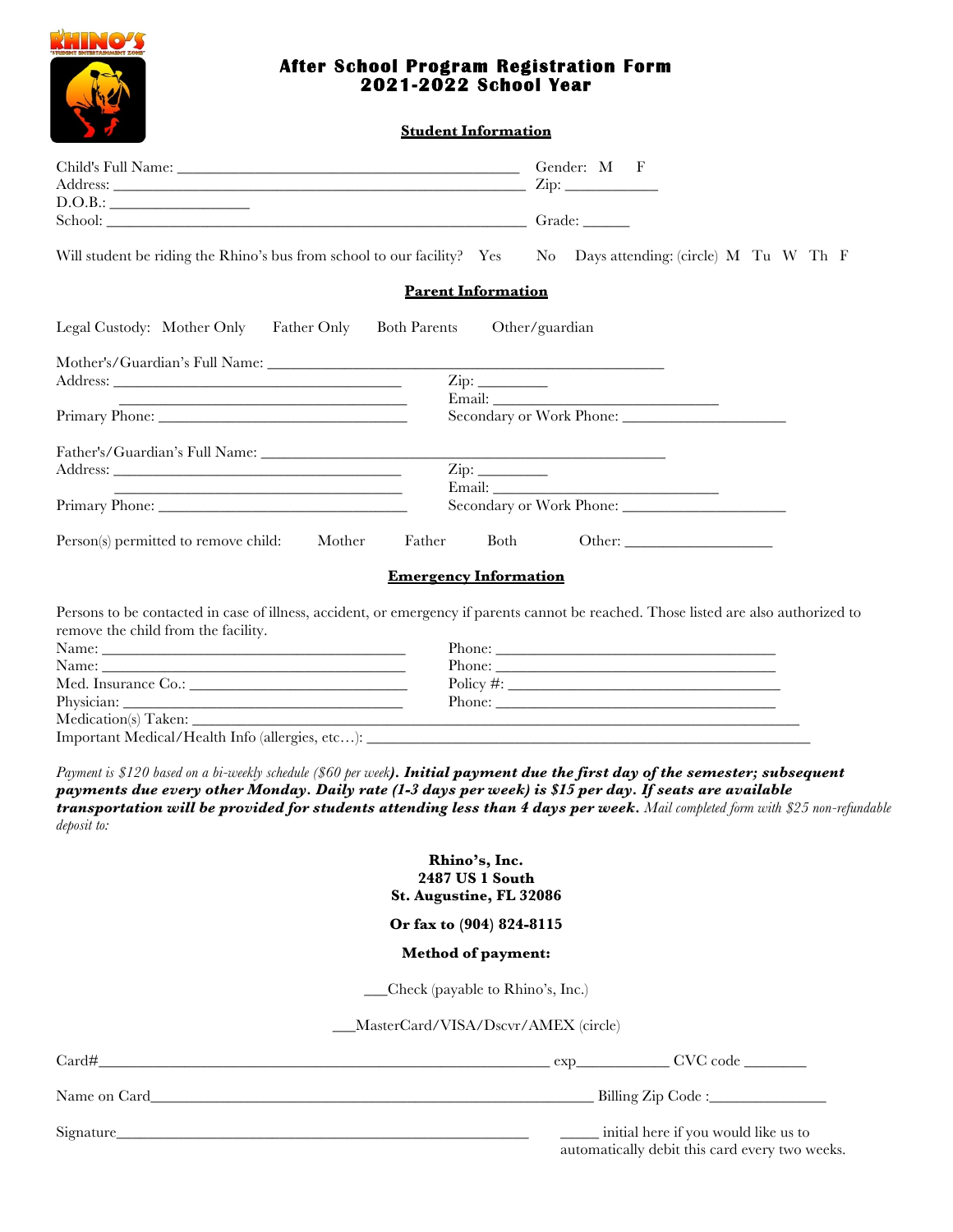# After School Program Registration Form
# 2021-2022 School Year

## Student Information

Child's Full Name: ____________________________________________ Gender: M F
Address: ____________________________________________________ Zip: ___________
D.O.B.: __________________
School: _____________________________________________________ Grade: ______

Will student be riding the Rhino's bus from school to our facility? Yes No Days attending: (circle) M Tu W Th F

## Parent Information

Legal Custody: Mother Only Father Only Both Parents Other/guardian

Mother's/Guardian's Full Name: ___________________________________________________
Address: ______________________________________ Zip: _________
______________________________________ Email: ______________________________
Primary Phone: ________________________________ Secondary or Work Phone: _____________________

Father's/Guardian's Full Name: ___________________________________________________
Address: ______________________________________ Zip: _________
______________________________________ Email: ______________________________
Primary Phone: ________________________________ Secondary or Work Phone: _____________________

Person(s) permitted to remove child: Mother Father Both Other: ___________________

## Emergency Information

Persons to be contacted in case of illness, accident, or emergency if parents cannot be reached. Those listed are also authorized to remove the child from the facility.

Name: ________________________________________ Phone: ____________________________________
Name: ________________________________________ Phone: ____________________________________
Med. Insurance Co.: ___________________________ Policy #: __________________________________
Physician: ____________________________________ Phone: ____________________________________
Medication(s) Taken: ________________________________________________________________________
Important Medical/Health Info (allergies, etc…): ______________________________________________

*Payment is $120 based on a bi-weekly schedule ($60 per week)*. ***Initial payment due the first day of the semester; subsequent payments due every other Monday. Daily rate (1-3 days per week) is $15 per day. If seats are available transportation will be provided for students attending less than 4 days per week.*** *Mail completed form with $25 non-refundable deposit to:*

**Rhino's, Inc.**
**2487 US 1 South**
**St. Augustine, FL 32086**

**Or fax to (904) 824-8115**

**Method of payment:**

___Check (payable to Rhino's, Inc.)

___MasterCard/VISA/Dscvr/AMEX (circle)

Card#_________________________________________________________ exp____________ CVC code ________

Name on Card_________________________________________________________ Billing Zip Code :_______________

Signature_________________________________________________ _____ initial here if you would like us to automatically debit this card every two weeks.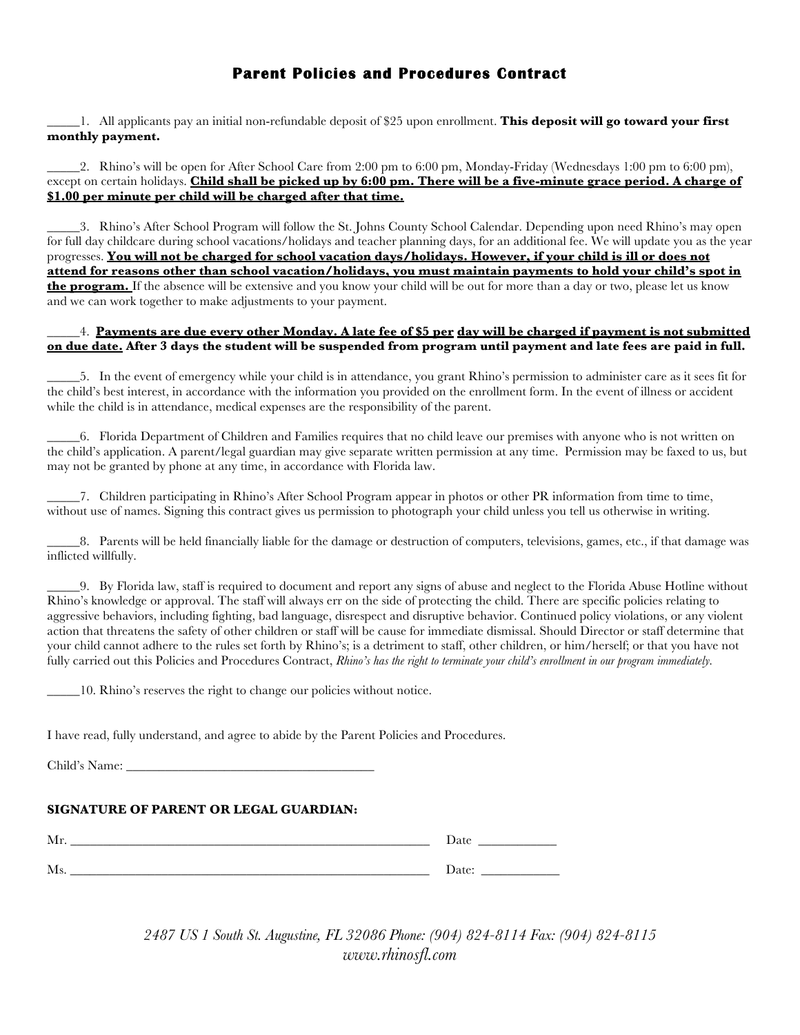# Parent Policies and Procedures Contract

_____1. All applicants pay an initial non-refundable deposit of $25 upon enrollment. **This deposit will go toward your first monthly payment.**

_____2. Rhino's will be open for After School Care from 2:00 pm to 6:00 pm, Monday-Friday (Wednesdays 1:00 pm to 6:00 pm), except on certain holidays. **<u>Child shall be picked up by 6:00 pm. There will be a five-minute grace period. A charge of $1.00 per minute per child will be charged after that time.</u>**

_____3. Rhino's After School Program will follow the St. Johns County School Calendar. Depending upon need Rhino's may open for full day childcare during school vacations/holidays and teacher planning days, for an additional fee. We will update you as the year progresses. **<u>You will not be charged for school vacation days/holidays. However, if your child is ill or does not attend for reasons other than school vacation/holidays, you must maintain payments to hold your child's spot in the program.</u>** If the absence will be extensive and you know your child will be out for more than a day or two, please let us know and we can work together to make adjustments to your payment.

_____4. **<u>Payments are due every other Monday. A late fee of $5 per day will be charged if payment is not submitted on due date.</u> After 3 days the student will be suspended from program until payment and late fees are paid in full.**

_____5. In the event of emergency while your child is in attendance, you grant Rhino's permission to administer care as it sees fit for the child's best interest, in accordance with the information you provided on the enrollment form. In the event of illness or accident while the child is in attendance, medical expenses are the responsibility of the parent.

_____6. Florida Department of Children and Families requires that no child leave our premises with anyone who is not written on the child's application. A parent/legal guardian may give separate written permission at any time. Permission may be faxed to us, but may not be granted by phone at any time, in accordance with Florida law.

_____7. Children participating in Rhino's After School Program appear in photos or other PR information from time to time, without use of names. Signing this contract gives us permission to photograph your child unless you tell us otherwise in writing.

_____8. Parents will be held financially liable for the damage or destruction of computers, televisions, games, etc., if that damage was inflicted willfully.

_____9. By Florida law, staff is required to document and report any signs of abuse and neglect to the Florida Abuse Hotline without Rhino's knowledge or approval. The staff will always err on the side of protecting the child. There are specific policies relating to aggressive behaviors, including fighting, bad language, disrespect and disruptive behavior. Continued policy violations, or any violent action that threatens the safety of other children or staff will be cause for immediate dismissal. Should Director or staff determine that your child cannot adhere to the rules set forth by Rhino's; is a detriment to staff, other children, or him/herself; or that you have not fully carried out this Policies and Procedures Contract, *Rhino's has the right to terminate your child's enrollment in our program immediately.*

_____10. Rhino's reserves the right to change our policies without notice.

I have read, fully understand, and agree to abide by the Parent Policies and Procedures.

Child's Name: ______________________________________

**SIGNATURE OF PARENT OR LEGAL GUARDIAN:**

Mr. ________________________________________________________ Date ____________

Ms. ________________________________________________________ Date: ____________

*2487 US 1 South St. Augustine, FL 32086 Phone: (904) 824-8114 Fax: (904) 824-8115*
*www.rhinosfl.com*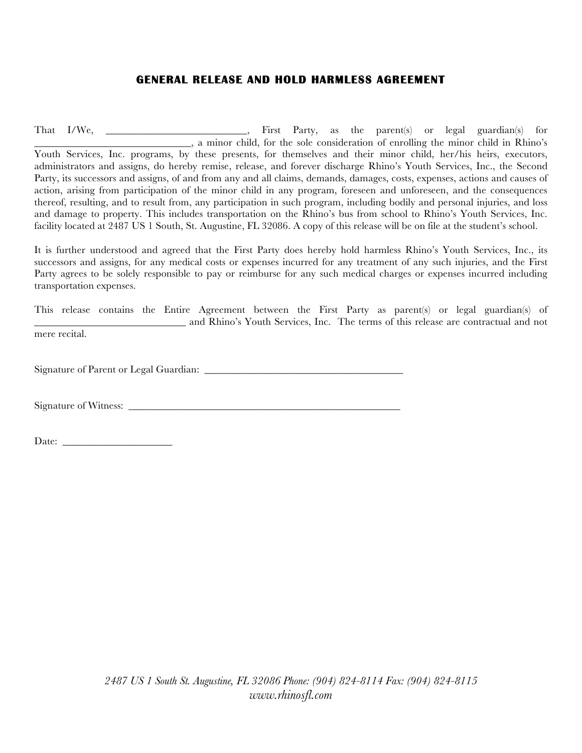# GENERAL RELEASE AND HOLD HARMLESS AGREEMENT

That I/We, ___________________________, First Party, as the parent(s) or legal guardian(s) for ______________________________, a minor child, for the sole consideration of enrolling the minor child in Rhino's Youth Services, Inc. programs, by these presents, for themselves and their minor child, her/his heirs, executors, administrators and assigns, do hereby remise, release, and forever discharge Rhino's Youth Services, Inc., the Second Party, its successors and assigns, of and from any and all claims, demands, damages, costs, expenses, actions and causes of action, arising from participation of the minor child in any program, foreseen and unforeseen, and the consequences thereof, resulting, and to result from, any participation in such program, including bodily and personal injuries, and loss and damage to property. This includes transportation on the Rhino's bus from school to Rhino's Youth Services, Inc. facility located at 2487 US 1 South, St. Augustine, FL 32086. A copy of this release will be on file at the student's school.

It is further understood and agreed that the First Party does hereby hold harmless Rhino's Youth Services, Inc., its successors and assigns, for any medical costs or expenses incurred for any treatment of any such injuries, and the First Party agrees to be solely responsible to pay or reimburse for any such medical charges or expenses incurred including transportation expenses.

This release contains the Entire Agreement between the First Party as parent(s) or legal guardian(s) of ______________________________ and Rhino's Youth Services, Inc. The terms of this release are contractual and not mere recital.

Signature of Parent or Legal Guardian: ________________________________________

Signature of Witness: ________________________________________________________

Date: _____________________

*2487 US 1 South St. Augustine, FL 32086 Phone: (904) 824-8114 Fax: (904) 824-8115*
*www.rhinosfl.com*